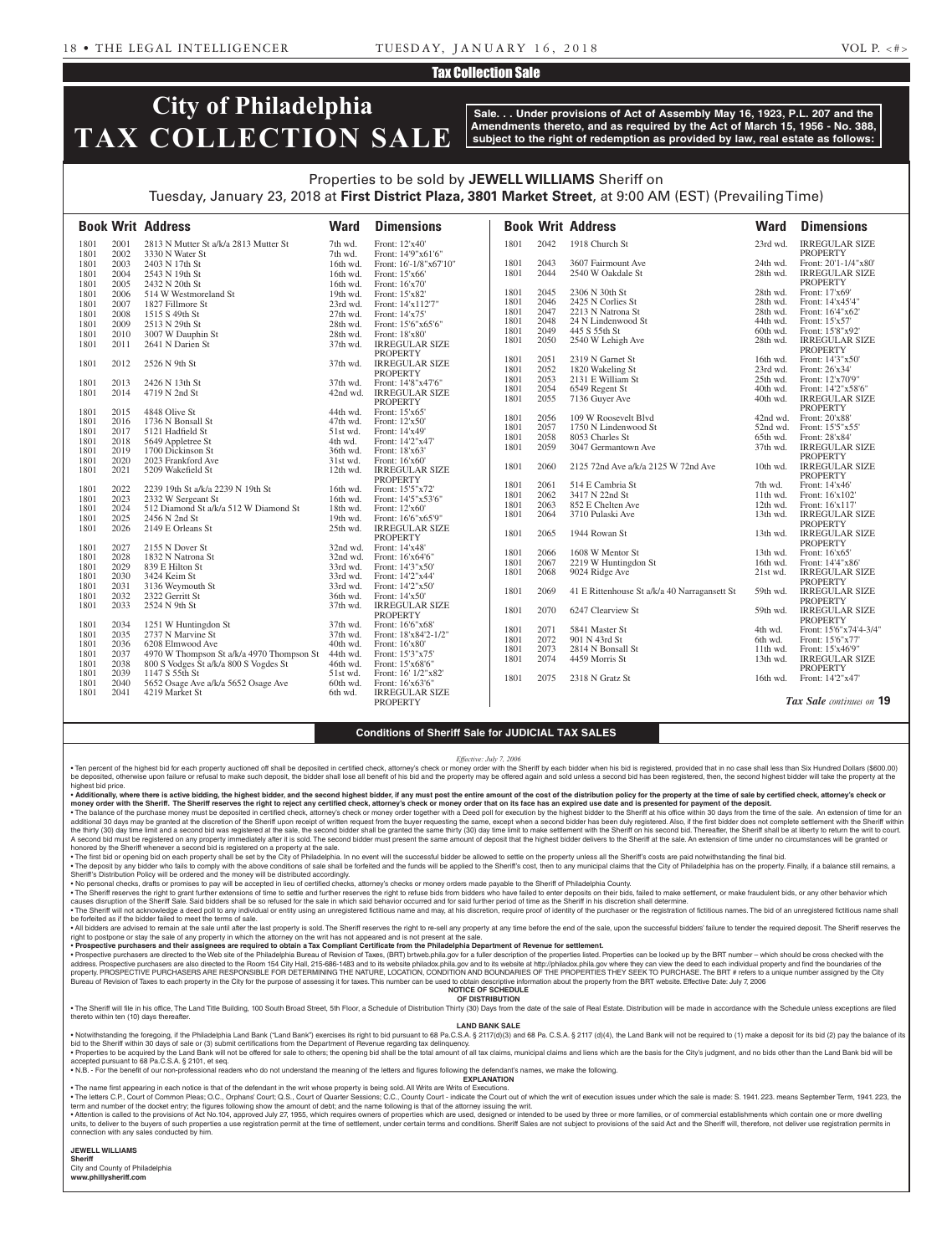Tax Collection Sale

# City of Philadelphia TAX COLLECTION SALE

**Sale. . . Under provisions of Act of Assembly May 16, 1923, P.L. 207 and the Amendments thereto, and as required by the Act of March 15, 1956 - No. 388, subject to the right of redemption as provided by law, real estate as follows:**

Properties to be sold by **JEWELL WILLIAMS** Sheriff on
Tuesday, January 23, 2018 at **First District Plaza, 3801 Market Street**, at 9:00 AM (EST) (Prevailing Time)

| Book | Writ | Address | Ward | Dimensions |
|---|---|---|---|---|
| 1801 | 2001 | 2813 N Mutter St a/k/a 2813 Mutter St | 7th wd. | Front: 12'x40' |
| 1801 | 2002 | 3330 N Water St | 7th wd. | Front: 14'9"x61'6" |
| 1801 | 2003 | 2403 N 17th St | 16th wd. | Front: 16'-1/8"x67'10" |
| 1801 | 2004 | 2543 N 19th St | 16th wd. | Front: 15'x66' |
| 1801 | 2005 | 2432 N 20th St | 16th wd. | Front: 16'x70' |
| 1801 | 2006 | 514 W Westmoreland St | 19th wd. | Front: 15'x82' |
| 1801 | 2007 | 1827 Fillmore St | 23rd wd. | Front: 14'x112'7" |
| 1801 | 2008 | 1515 S 49th St | 27th wd. | Front: 14'x75' |
| 1801 | 2009 | 2513 N 29th St | 28th wd. | Front: 15'6"x65'6" |
| 1801 | 2010 | 3007 W Dauphin St | 28th wd. | Front: 18'x80' |
| 1801 | 2011 | 2641 N Darien St | 37th wd. | IRREGULAR SIZE PROPERTY |
| 1801 | 2012 | 2526 N 9th St | 37th wd. | IRREGULAR SIZE PROPERTY |
| 1801 | 2013 | 2426 N 13th St | 37th wd. | Front: 14'8"x47'6" |
| 1801 | 2014 | 4719 N 2nd St | 42nd wd. | IRREGULAR SIZE PROPERTY |
| 1801 | 2015 | 4848 Olive St | 44th wd. | Front: 15'x65' |
| 1801 | 2016 | 1736 N Bonsall St | 47th wd. | Front: 12'x50' |
| 1801 | 2017 | 5121 Hadfield St | 51st wd. | Front: 14'x49' |
| 1801 | 2018 | 5649 Appletree St | 4th wd. | Front: 14'2"x47' |
| 1801 | 2019 | 1700 Dickinson St | 36th wd. | Front: 18'x63' |
| 1801 | 2020 | 2023 Frankford Ave | 31st wd. | Front: 16'x60' |
| 1801 | 2021 | 5209 Wakefield St | 12th wd. | IRREGULAR SIZE PROPERTY |
| 1801 | 2022 | 2239 19th St a/k/a 2239 N 19th St | 16th wd. | Front: 15'5"x72' |
| 1801 | 2023 | 2332 W Sergeant St | 16th wd. | Front: 14'5"x53'6" |
| 1801 | 2024 | 512 Diamond St a/k/a 512 W Diamond St | 18th wd. | Front: 12'x60' |
| 1801 | 2025 | 2456 N 2nd St | 19th wd. | Front: 16'6"x65'9" |
| 1801 | 2026 | 2149 E Orleans St | 25th wd. | IRREGULAR SIZE PROPERTY |
| 1801 | 2027 | 2155 N Dover St | 32nd wd. | Front: 14'x48' |
| 1801 | 2028 | 1832 N Natrona St | 32nd wd. | Front: 16'x64'6" |
| 1801 | 2029 | 839 E Hilton St | 33rd wd. | Front: 14'3"x50' |
| 1801 | 2030 | 3424 Keim St | 33rd wd. | Front: 14'2"x44' |
| 1801 | 2031 | 3136 Weymouth St | 33rd wd. | Front: 14'2"x50' |
| 1801 | 2032 | 2322 Gerritt St | 36th wd. | Front: 14'x50' |
| 1801 | 2033 | 2524 N 9th St | 37th wd. | IRREGULAR SIZE PROPERTY |
| 1801 | 2034 | 1251 W Huntingdon St | 37th wd. | Front: 16'6"x68' |
| 1801 | 2035 | 2737 N Marvine St | 37th wd. | Front: 18'x84'2-1/2" |
| 1801 | 2036 | 6208 Elmwood Ave | 40th wd. | Front: 16'x80' |
| 1801 | 2037 | 4970 W Thompson St a/k/a 4970 Thompson St | 44th wd. | Front: 15'3"x75' |
| 1801 | 2038 | 800 S Vodges St a/k/a 800 S Vogdes St | 46th wd. | Front: 15'x68'6" |
| 1801 | 2039 | 1147 S 55th St | 51st wd. | Front: 16' 1/2"x82' |
| 1801 | 2040 | 5652 Osage Ave a/k/a 5652 Osage Ave | 60th wd. | Front: 16'x63'6" |
| 1801 | 2041 | 4219 Market St | 6th wd. | IRREGULAR SIZE PROPERTY |
| 1801 | 2042 | 1918 Church St | 23rd wd. | IRREGULAR SIZE PROPERTY |
| 1801 | 2043 | 3607 Fairmount Ave | 24th wd. | Front: 20'1-1/4"x80' |
| 1801 | 2044 | 2540 W Oakdale St | 28th wd. | IRREGULAR SIZE PROPERTY |
| 1801 | 2045 | 2306 N 30th St | 28th wd. | Front: 17'x69' |
| 1801 | 2046 | 2425 N Corlies St | 28th wd. | Front: 14'x45'4" |
| 1801 | 2047 | 2213 N Natrona St | 28th wd. | Front: 16'4"x62' |
| 1801 | 2048 | 24 N Lindenwood St | 44th wd. | Front: 15'x57' |
| 1801 | 2049 | 445 S 55th St | 60th wd. | Front: 15'8"x92' |
| 1801 | 2050 | 2540 W Lehigh Ave | 28th wd. | IRREGULAR SIZE PROPERTY |
| 1801 | 2051 | 2319 N Garnet St | 16th wd. | Front: 14'3"x50' |
| 1801 | 2052 | 1820 Wakeling St | 23rd wd. | Front: 26'x34' |
| 1801 | 2053 | 2131 E William St | 25th wd. | Front: 12'x70'9" |
| 1801 | 2054 | 6549 Regent St | 40th wd. | Front: 14'2"x58'6" |
| 1801 | 2055 | 7136 Guyer Ave | 40th wd. | IRREGULAR SIZE PROPERTY |
| 1801 | 2056 | 109 W Roosevelt Blvd | 42nd wd. | Front: 20'x88' |
| 1801 | 2057 | 1750 N Lindenwood St | 52nd wd. | Front: 15'5"x55' |
| 1801 | 2058 | 8053 Charles St | 65th wd. | Front: 28'x84' |
| 1801 | 2059 | 3047 Germantown Ave | 37th wd. | IRREGULAR SIZE PROPERTY |
| 1801 | 2060 | 2125 72nd Ave a/k/a 2125 W 72nd Ave | 10th wd. | IRREGULAR SIZE PROPERTY |
| 1801 | 2061 | 514 E Cambria St | 7th wd. | Front: 14'x46' |
| 1801 | 2062 | 3417 N 22nd St | 11th wd. | Front: 16'x102' |
| 1801 | 2063 | 852 E Chelten Ave | 12th wd. | Front: 16'x117' |
| 1801 | 2064 | 3710 Pulaski Ave | 13th wd. | IRREGULAR SIZE PROPERTY |
| 1801 | 2065 | 1944 Rowan St | 13th wd. | IRREGULAR SIZE PROPERTY |
| 1801 | 2066 | 1608 W Mentor St | 13th wd. | Front: 16'x65' |
| 1801 | 2067 | 2219 W Huntingdon St | 16th wd. | Front: 14'4"x86' |
| 1801 | 2068 | 9024 Ridge Ave | 21st wd. | IRREGULAR SIZE PROPERTY |
| 1801 | 2069 | 41 E Rittenhouse St a/k/a 40 Narragansett St | 59th wd. | IRREGULAR SIZE PROPERTY |
| 1801 | 2070 | 6247 Clearview St | 59th wd. | IRREGULAR SIZE PROPERTY |
| 1801 | 2071 | 5841 Master St | 4th wd. | Front: 15'6"x74'4-3/4" |
| 1801 | 2072 | 901 N 43rd St | 6th wd. | Front: 15'6"x77' |
| 1801 | 2073 | 2814 N Bonsall St | 11th wd. | Front: 15'x46'9" |
| 1801 | 2074 | 4459 Morris St | 13th wd. | IRREGULAR SIZE PROPERTY |
| 1801 | 2075 | 2318 N Gratz St | 16th wd. | Front: 14'2"x47' |

*Tax Sale continues on* **19**

## Conditions of Sheriff Sale for JUDICIAL TAX SALES

*Effective: July 7, 2006*

• Ten percent of the highest bid for each property auctioned off shall be deposited in certified check, attorney's check or money order with the Sheriff by each bidder when his bid is registered, provided that in no case shall less than Six Hundred Dollars ($600.00) be deposited, otherwise upon failure or refusal to make such deposit, the bidder shall lose all benefit of his bid and the property may be offered again and sold unless a second bid has been registered, then, the second highest bidder will take the property at the highest bid price.

**• Additionally, where there is active bidding, the highest bidder, and the second highest bidder, if any must post the entire amount of the cost of the distribution policy for the property at the time of sale by certified check, attorney's check or money order with the Sheriff. The Sheriff reserves the right to reject any certified check, attorney's check or money order that on its face has an expired use date and is presented for payment of the deposit.**

• The balance of the purchase money must be deposited in certified check, attorney's check or money order together with a Deed poll for execution by the highest bidder to the Sheriff at his office within 30 days from the time of the sale. An extension of time for an additional 30 days may be granted at the discretion of the Sheriff upon receipt of written request from the buyer requesting the same, except when a second bidder has been duly registered. Also, if the first bidder does not complete settlement with the Sheriff within the thirty (30) day time limit and a second bid was registered at the sale, the second bidder shall be granted the same thirty (30) day time limit to make settlement with the Sheriff on his second bid. Thereafter, the Sheriff shall be at liberty to return the writ to court. A second bid must be registered on any property immediately after it is sold. The second bidder must present the same amount of deposit that the highest bidder delivers to the Sheriff at the sale. An extension of time under no circumstances will be granted or honored by the Sheriff whenever a second bid is registered on a property at the sale.

• The first bid or opening bid on each property shall be set by the City of Philadelphia. In no event will the successful bidder be allowed to settle on the property unless all the Sheriff's costs are paid notwithstanding the final bid.

• The deposit by any bidder who fails to comply with the above conditions of sale shall be forfeited and the funds will be applied to the Sheriff's cost, then to any municipal claims that the City of Philadelphia has on the property. Finally, if a balance still remains, a Sheriff's Distribution Policy will be ordered and the money will be distributed accordingly.

• No personal checks, drafts or promises to pay will be accepted in lieu of certified checks, attorney's checks or money orders made payable to the Sheriff of Philadelphia County.

• The Sheriff reserves the right to grant further extensions of time to settle and further reserves the right to refuse bids from bidders who have failed to enter deposits on their bids, failed to make settlement, or make fraudulent bids, or any other behavior which causes disruption of the Sheriff Sale. Said bidders shall be so refused for the sale in which said behavior occurred and for said further period of time as the Sheriff in his discretion shall determine.

• The Sheriff will not acknowledge a deed poll to any individual or entity using an unregistered fictitious name and may, at his discretion, require proof of identity of the purchaser or the registration of fictitious names. The bid of an unregistered fictitious name shall be forfeited as if the bidder failed to meet the terms of sale.

• All bidders are advised to remain at the sale until after the last property is sold. The Sheriff reserves the right to re-sell any property at any time before the end of the sale, upon the successful bidders' failure to tender the required deposit. The Sheriff reserves the right to postpone or stay the sale of any property in which the attorney on the writ has not appeared and is not present at the sale.

**• Prospective purchasers and their assignees are required to obtain a Tax Compliant Certificate from the Philadelphia Department of Revenue for settlement.**

• Prospective purchasers are directed to the Web site of the Philadelphia Bureau of Revision of Taxes, (BRT) brtweb.phila.gov for a fuller description of the properties listed. Properties can be looked up by the BRT number – which should be cross checked with the address. Prospective purchasers are also directed to the Room 154 City Hall, 215-686-1483 and to its website philadox.phila.gov and to its website at http://philadox.phila.gov where they can view the deed to each individual property and find the boundaries of the property. PROSPECTIVE PURCHASERS ARE RESPONSIBLE FOR DETERMINING THE NATURE, LOCATION, CONDITION AND BOUNDARIES OF THE PROPERTIES THEY SEEK TO PURCHASE. The BRT # refers to a unique number assigned by the City Bureau of Revision of Taxes to each property in the City for the purpose of assessing it for taxes. This number can be used to obtain descriptive information about the property from the BRT website. Effective Date: July 7, 2006

**NOTICE OF SCHEDULE OF DISTRIBUTION**

• The Sheriff will file in his office, The Land Title Building, 100 South Broad Street, 5th Floor, a Schedule of Distribution Thirty (30) Days from the date of the sale of Real Estate. Distribution will be made in accordance with the Schedule unless exceptions are filed thereto within ten (10) days thereafter.

**LAND BANK SALE**

• Notwithstanding the foregoing, if the Philadelphia Land Bank ("Land Bank") exercises its right to bid pursuant to 68 Pa.C.S.A. § 2117(d)(3) and 68 Pa. C.S.A. § 2117 (d)(4), the Land Bank will not be required to (1) make a deposit for its bid (2) pay the balance of its bid to the Sheriff within 30 days of sale or (3) submit certifications from the Department of Revenue regarding tax delinquency.

• Properties to be acquired by the Land Bank will not be offered for sale to others; the opening bid shall be the total amount of all tax claims, municipal claims and liens which are the basis for the City's judgment, and no bids other than the Land Bank bid will be accepted pursuant to 68 Pa.C.S.A. § 2101, et seq.

• N.B. - For the benefit of our non-professional readers who do not understand the meaning of the letters and figures following the defendant's names, we make the following.

**EXPLANATION**

• The name first appearing in each notice is that of the defendant in the writ whose property is being sold. All Writs are Writs of Executions.

• The letters C.P., Court of Common Pleas; O.C., Orphans' Court; Q.S., Court of Quarter Sessions; C.C., County Court - indicate the Court out of which the writ of execution issues under which the sale is made: S. 1941. 223. means September Term, 1941. 223, the term and number of the docket entry; the figures following show the amount of debt; and the name following is that of the attorney issuing the writ.

• Attention is called to the provisions of Act No.104, approved July 27, 1955, which requires owners of properties which are used, designed or intended to be used by three or more families, or of commercial establishments which contain one or more dwelling units, to deliver to the buyers of such properties a use registration permit at the time of settlement, under certain terms and conditions. Sheriff Sales are not subject to provisions of the said Act and the Sheriff will, therefore, not deliver use registration permits in connection with any sales conducted by him.

**JEWELL WILLIAMS**
**Sheriff**
City and County of Philadelphia
**www.phillysheriff.com**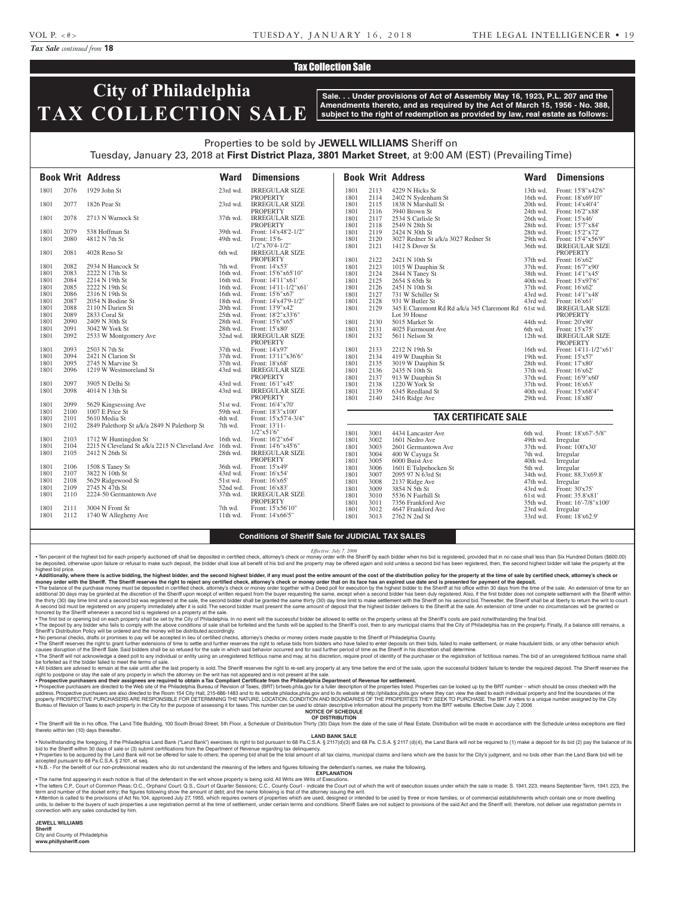*Tax Sale continued from* **18**

## Tax Collection Sale

# City of Philadelphia TAX COLLECTION SALE

**Sale. . . Under provisions of Act of Assembly May 16, 1923, P.L. 207 and the Amendments thereto, and as required by the Act of March 15, 1956 - No. 388, subject to the right of redemption as provided by law, real estate as follows:**

Properties to be sold by **JEWELL WILLIAMS** Sheriff on
Tuesday, January 23, 2018 at **First District Plaza, 3801 Market Street**, at 9:00 AM (EST) (Prevailing Time)

| Book | Writ | Address | Ward | Dimensions |
|---|---|---|---|---|
| 1801 | 2076 | 1929 John St | 23rd wd. | IRREGULAR SIZE PROPERTY |
| 1801 | 2077 | 1826 Pear St | 23rd wd. | IRREGULAR SIZE PROPERTY |
| 1801 | 2078 | 2713 N Warnock St | 37th wd. | IRREGULAR SIZE PROPERTY |
| 1801 | 2079 | 538 Hoffman St | 39th wd. | Front: 14'x48'2-1/2" |
| 1801 | 2080 | 4812 N 7th St | 49th wd. | Front: 15'6-1/2"x70'4-1/2" |
| 1801 | 2081 | 4028 Reno St | 6th wd. | IRREGULAR SIZE PROPERTY |
| 1801 | 2082 | 2934 N Hancock St | 7th wd. | Front: 14'x53' |
| 1801 | 2083 | 2222 N 17th St | 16th wd. | Front: 15'6"x65'10" |
| 1801 | 2084 | 2214 N 19th St | 16th wd. | Front: 14'11"x61' |
| 1801 | 2085 | 2222 N 19th St | 16th wd. | Front: 14'11-1/2"x61' |
| 1801 | 2086 | 2316 N 19th St | 16th wd. | Front: 15'6"x67' |
| 1801 | 2087 | 2054 N Bodine St | 18th wd. | Front: 14'x47'9-1/2" |
| 1801 | 2088 | 2110 N Darien St | 20th wd. | Front: 13'9"x42' |
| 1801 | 2089 | 2833 Coral St | 25th wd. | Front: 18'2"x33'6" |
| 1801 | 2090 | 2409 N 30th St | 28th wd. | Front: 15'6"x65' |
| 1801 | 2091 | 3042 W York St | 28th wd. | Front: 15'x80' |
| 1801 | 2092 | 2533 W Montgomery Ave | 32nd wd. | IRREGULAR SIZE PROPERTY |
| 1801 | 2093 | 2503 N 7th St | 37th wd. | Front: 14'x97' |
| 1801 | 2094 | 2421 N Clarion St | 37th wd. | Front: 13'11"x36'6" |
| 1801 | 2095 | 2745 N Marvine St | 37th wd. | Front: 18'x68' |
| 1801 | 2096 | 1219 W Westmoreland St | 43rd wd. | IRREGULAR SIZE PROPERTY |
| 1801 | 2097 | 3905 N Delhi St | 43rd wd. | Front: 16'1"x45' |
| 1801 | 2098 | 4014 N 13th St | 43rd wd. | IRREGULAR SIZE PROPERTY |
| 1801 | 2099 | 5629 Kingsessing Ave | 51st wd. | Front: 16'4"x70' |
| 1801 | 2100 | 1007 E Price St | 59th wd. | Front: 18'3"x100' |
| 1801 | 2101 | 5610 Media St | 4th wd. | Front: 15'x57'4-3/4" |
| 1801 | 2102 | 2849 Palethorp St a/k/a 2849 N Palethorp St | 7th wd. | Front: 13'11-1/2"x51'6" |
| 1801 | 2103 | 1712 W Huntingdon St | 16th wd. | Front: 16'2"x64' |
| 1801 | 2104 | 2215 N Cleveland St a/k/a 2215 N Cleveland Ave | 16th wd. | Front: 14'6"x45'6" |
| 1801 | 2105 | 2412 N 26th St | 28th wd. | IRREGULAR SIZE PROPERTY |
| 1801 | 2106 | 1508 S Taney St | 36th wd. | Front: 15'x49' |
| 1801 | 2107 | 3822 N 10th St | 43rd wd. | Front: 16'x54' |
| 1801 | 2108 | 5629 Ridgewood St | 51st wd. | Front: 16'x65' |
| 1801 | 2109 | 2745 N 47th St | 52nd wd. | Front: 16'x83' |
| 1801 | 2110 | 2224-50 Germantown Ave | 37th wd. | IRREGULAR SIZE PROPERTY |
| 1801 | 2111 | 3004 N Front St | 7th wd. | Front: 15'x56'10" |
| 1801 | 2112 | 1740 W Allegheny Ave | 11th wd. | Front: 14'x66'5" |
| 1801 | 2113 | 4229 N Hicks St | 13th wd. | Front: 15'8"x42'6" |
| 1801 | 2114 | 2402 N Sydenham St | 16th wd. | Front: 18'x69'10" |
| 1801 | 2115 | 1838 N Marshall St | 20th wd. | Front: 14'x40'4" |
| 1801 | 2116 | 3940 Brown St | 24th wd. | Front: 16'2"x88' |
| 1801 | 2117 | 2534 S Carlisle St | 26th wd. | Front: 15'x46' |
| 1801 | 2118 | 2549 N 28th St | 28th wd. | Front: 15'7"x84' |
| 1801 | 2119 | 2424 N 30th St | 28th wd. | Front: 15'2"x72' |
| 1801 | 2120 | 3027 Redner St a/k/a 3027 Redner St | 29th wd. | Front: 15'4"x56'9" |
| 1801 | 2121 | 1412 S Dover St | 36th wd. | IRREGULAR SIZE PROPERTY |
| 1801 | 2122 | 2421 N 10th St | 37th wd. | Front: 16'x62' |
| 1801 | 2123 | 1015 W Dauphin St | 37th wd. | Front: 16'7"x90' |
| 1801 | 2124 | 2844 N Taney St | 38th wd. | Front: 14'1"x45' |
| 1801 | 2125 | 2654 S 65th St | 40th wd. | Front: 15'x97'6" |
| 1801 | 2126 | 2451 N 10th St | 37th wd. | Front: 16'x62' |
| 1801 | 2127 | 731 W Schiller St | 43rd wd. | Front: 14'1"x48' |
| 1801 | 2128 | 931 W Butler St | 43rd wd. | Front: 16'x61' |
| 1801 | 2129 | 345 E Claremont Rd Rd a/k/a 345 Claremont Rd Lot 39 House | 61st wd. | IRREGULAR SIZE PROPERTY |
| 1801 | 2130 | 5015 Market St | 44th wd. | Front: 20'x90' |
| 1801 | 2131 | 4025 Fairmount Ave | 6th wd. | Front: 15'x75' |
| 1801 | 2132 | 5611 Nelson St | 12th wd. | IRREGULAR SIZE PROPERTY |
| 1801 | 2133 | 2212 N 19th St | 16th wd. | Front: 14'11-1/2"x61' |
| 1801 | 2134 | 419 W Dauphin St | 19th wd. | Front: 15'x57' |
| 1801 | 2135 | 3019 W Dauphin St | 28th wd. | Front: 17'x80' |
| 1801 | 2136 | 2435 N 10th St | 37th wd. | Front: 16'x62' |
| 1801 | 2137 | 913 W Dauphin St | 37th wd. | Front: 16'9"x60' |
| 1801 | 2138 | 1220 W York St | 37th wd. | Front: 16'x63' |
| 1801 | 2139 | 6345 Reedland St | 40th wd. | Front: 15'x68'4" |
| 1801 | 2140 | 2416 Ridge Ave | 29th wd. | Front: 18'x80' |

## TAX CERTIFICATE SALE

| Book | Writ | Address | Ward | Dimensions |
|---|---|---|---|---|
| 1801 | 3001 | 4434 Lancaster Ave | 6th wd. | Front: 18'x67'-5/8" |
| 1801 | 3002 | 1601 Nedro Ave | 49th wd. | Irregular |
| 1801 | 3003 | 2601 Germantown Ave | 37th wd. | Front: 100'x30' |
| 1801 | 3004 | 400 W Cayuga St | 7th wd. | Irregular |
| 1801 | 3005 | 6000 Buist Ave | 40th wd. | Irregular |
| 1801 | 3006 | 1601 E Tulpehocken St | 5th wd. | Irregular |
| 1801 | 3007 | 2095 97 N 63rd St | 34th wd. | Front: 88.3'x69.8' |
| 1801 | 3008 | 2137 Ridge Ave | 47th wd. | Irregular |
| 1801 | 3009 | 3854 N 5th St | 43rd wd. | Front: 30'x75' |
| 1801 | 3010 | 5536 N Fairhill St | 61st wd. | Front: 35.8'x81' |
| 1801 | 3011 | 7356 Frankford Ave | 35th wd. | Front: 16'-7/8"x100' |
| 1801 | 3012 | 4647 Frankford Ave | 23rd wd. | Irregular |
| 1801 | 3013 | 2762 N 2nd St | 33rd wd. | Front: 18'x62.9' |

## Conditions of Sheriff Sale for JUDICIAL TAX SALES

*Effective: July 7, 2006*

• Ten percent of the highest bid for each property auctioned off shall be deposited in certified check, attorney's check or money order with the Sheriff by each bidder when his bid is registered, provided that in no case shall less than Six Hundred Dollars ($600.00) be deposited, otherwise upon failure or refusal to make such deposit, the bidder shall lose all benefit of his bid and the property may be offered again and sold unless a second bid has been registered, then, the second highest bidder will take the property at the highest bid price.

**• Additionally, where there is active bidding, the highest bidder, and the second highest bidder, if any must post the entire amount of the cost of the distribution policy for the property at the time of sale by certified check, attorney's check or money order with the Sheriff. The Sheriff reserves the right to reject any certified check, attorney's check or money order that on its face has an expired use date and is presented for payment of the deposit.**

• The balance of the purchase money must be deposited in certified check, attorney's check or money order together with a Deed poll for execution by the highest bidder to the Sheriff at his office within 30 days from the time of the sale. An extension of time for an additional 30 days may be granted at the discretion of the Sheriff upon receipt of written request from the buyer requesting the same, except when a second bidder has been duly registered. Also, if the first bidder does not complete settlement with the Sheriff within the thirty (30) day time limit and a second bid was registered at the sale, the second bidder shall be granted the same thirty (30) day time limit to make settlement with the Sheriff on his second bid. Thereafter, the Sheriff shall be at liberty to return the writ to court. A second bid must be registered on any property immediately after it is sold. The second bidder must present the same amount of deposit that the highest bidder delivers to the Sheriff at the sale. An extension of time under no circumstances will be granted or honored by the Sheriff whenever a second bid is registered on a property at the sale.

• The first bid or opening bid on each property shall be set by the City of Philadelphia. In no event will the successful bidder be allowed to settle on the property unless all the Sheriff's costs are paid notwithstanding the final bid.

• The deposit by any bidder who fails to comply with the above conditions of sale shall be forfeited and the funds will be applied to the Sheriff's cost, then to any municipal claims that the City of Philadelphia has on the property. Finally, if a balance still remains, a Sheriff's Distribution Policy will be ordered and the money will be distributed accordingly.

• No personal checks, drafts or promises to pay will be accepted in lieu of certified checks, attorney's checks or money orders made payable to the Sheriff of Philadelphia County.

• The Sheriff reserves the right to grant further extensions of time to settle and further reserves the right to refuse bids from bidders who have failed to enter deposits on their bids, failed to make settlement, or make fraudulent bids, or any other behavior which causes disruption of the Sheriff Sale. Said bidders shall be so refused for the sale in which said behavior occurred and for said further period of time as the Sheriff in his discretion shall determine.

• The Sheriff will not acknowledge a deed poll to any individual or entity using an unregistered fictitious name and may, at his discretion, require proof of identity of the purchaser or the registration of fictitious names. The bid of an unregistered fictitious name shall be forfeited as if the bidder failed to meet the terms of sale.

• All bidders are advised to remain at the sale until after the last property is sold. The Sheriff reserves the right to re-sell any property at any time before the end of the sale, upon the successful bidders' failure to tender the required deposit. The Sheriff reserves the right to postpone or stay the sale of any property in which the attorney on the writ has not appeared and is not present at the sale.

**• Prospective purchasers and their assignees are required to obtain a Tax Compliant Certificate from the Philadelphia Department of Revenue for settlement.**

• Prospective purchasers are directed to the Web site of the Philadelphia Bureau of Revision of Taxes, (BRT) brtweb.phila.gov for a fuller description of the properties listed. Properties can be looked up by the BRT number – which should be cross checked with the address. Prospective purchasers are also directed to the Room 154 City Hall, 215-686-1483 and to its website philadox.phila.gov and to its website at http://philadox.phila.gov where they can view the deed to each individual property and find the boundaries of the property. PROSPECTIVE PURCHASERS ARE RESPONSIBLE FOR DETERMINING THE NATURE, LOCATION, CONDITION AND BOUNDARIES OF THE PROPERTIES THEY SEEK TO PURCHASE. The BRT # refers to a unique number assigned by the City Bureau of Revision of Taxes to each property in the City for the purpose of assessing it for taxes. This number can be used to obtain descriptive information about the property from the BRT website. Effective Date: July 7, 2006

**NOTICE OF SCHEDULE OF DISTRIBUTION**

• The Sheriff will file in his office, The Land Title Building, 100 South Broad Street, 5th Floor, a Schedule of Distribution Thirty (30) Days from the date of the sale of Real Estate. Distribution will be made in accordance with the Schedule unless exceptions are filed thereto within ten (10) days thereafter.

**LAND BANK SALE**

• Notwithstanding the foregoing, if the Philadelphia Land Bank ("Land Bank") exercises its right to bid pursuant to 68 Pa.C.S.A. § 2117(d)(3) and 68 Pa. C.S.A. § 2117 (d)(4), the Land Bank will not be required to (1) make a deposit for its bid (2) pay the balance of its bid to the Sheriff within 30 days of sale or (3) submit certifications from the Department of Revenue regarding tax delinquency.

• Properties to be acquired by the Land Bank will not be offered for sale to others; the opening bid shall be the total amount of all tax claims, municipal claims and liens which are the basis for the City's judgment, and no bids other than the Land Bank bid will be accepted pursuant to 68 Pa.C.S.A. § 2101, et seq.

• N.B. - For the benefit of our non-professional readers who do not understand the meaning of the letters and figures following the defendant's names, we make the following.

**EXPLANATION**

• The name first appearing in each notice is that of the defendant in the writ whose property is being sold. All Writs are Writs of Executions.

• The letters C.P., Court of Common Pleas; O.C., Orphans' Court; Q.S., Court of Quarter Sessions; C.C., County Court - indicate the Court out of which the writ of execution issues under which the sale is made: S. 1941. 223. means September Term, 1941. 223, the term and number of the docket entry; the figures following show the amount of debt; and the name following is that of the attorney issuing the writ.

• Attention is called to the provisions of Act No.104, approved July 27, 1955, which requires owners of properties which are used, designed or intended to be used by three or more families, or of commercial establishments which contain one or more dwelling units, to deliver to the buyers of such properties a use registration permit at the time of settlement, under certain terms and conditions. Sheriff Sales are not subject to provisions of the said Act and the Sheriff will, therefore, not deliver use registration permits in connection with any sales conducted by him.

**JEWELL WILLIAMS**
**Sheriff**
City and County of Philadelphia
**www.phillysheriff.com**